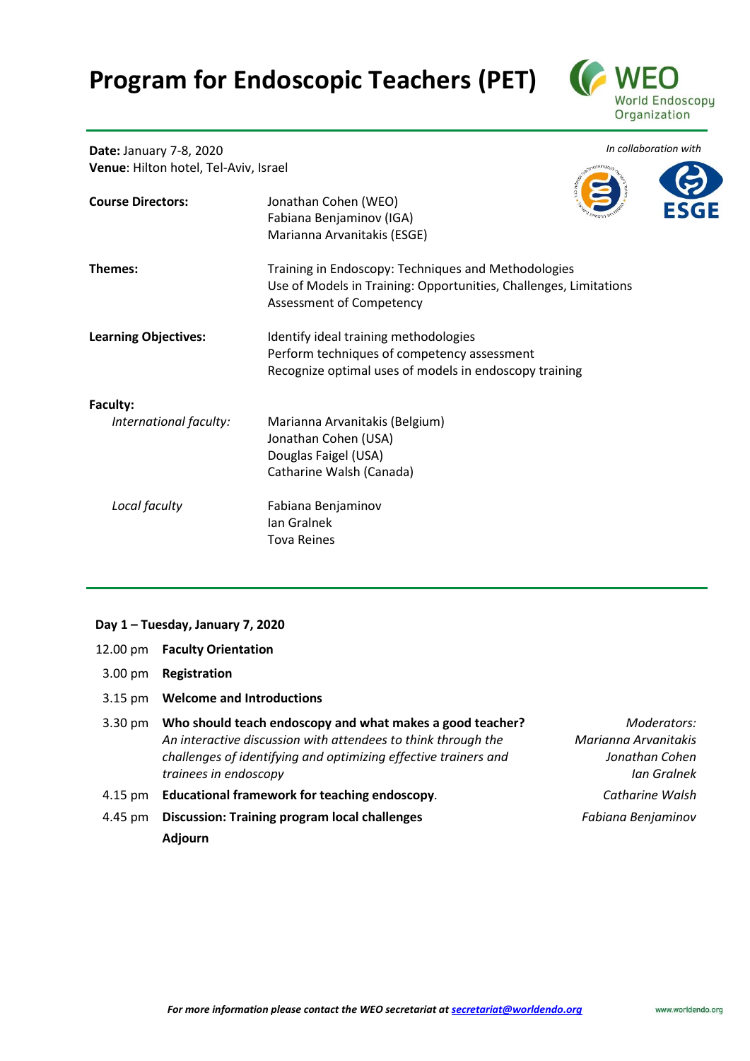# Program for Endoscopic Teachers (PET)

WEO World Endoscopy Organization

*In collaboration with*

ESGE

**Date:** January 7-8, 2020
**Venue**: Hilton hotel, Tel-Aviv, Israel

**Course Directors:**
Jonathan Cohen (WEO)
Fabiana Benjaminov (IGA)
Marianna Arvanitakis (ESGE)

**Themes:**
Training in Endoscopy: Techniques and Methodologies
Use of Models in Training: Opportunities, Challenges, Limitations
Assessment of Competency

**Learning Objectives:**
Identify ideal training methodologies
Perform techniques of competency assessment
Recognize optimal uses of models in endoscopy training

**Faculty:**

*International faculty:*
Marianna Arvanitakis (Belgium)
Jonathan Cohen (USA)
Douglas Faigel (USA)
Catharine Walsh (Canada)

*Local faculty*
Fabiana Benjaminov
Ian Gralnek
Tova Reines

---

**Day 1 – Tuesday, January 7, 2020**

| Time | Session | Speaker |
| --- | --- | --- |
| 12.00 pm | **Faculty Orientation** | |
| 3.00 pm | **Registration** | |
| 3.15 pm | **Welcome and Introductions** | |
| 3.30 pm | **Who should teach endoscopy and what makes a good teacher?** *An interactive discussion with attendees to think through the challenges of identifying and optimizing effective trainers and trainees in endoscopy* | *Moderators: Marianna Arvanitakis, Jonathan Cohen, Ian Gralnek* |
| 4.15 pm | **Educational framework for teaching endoscopy**. | *Catharine Walsh* |
| 4.45 pm | **Discussion: Training program local challenges** | *Fabiana Benjaminov* |
| | **Adjourn** | |

***For more information please contact the WEO secretariat at secretariat@worldendo.org***

www.worldendo.org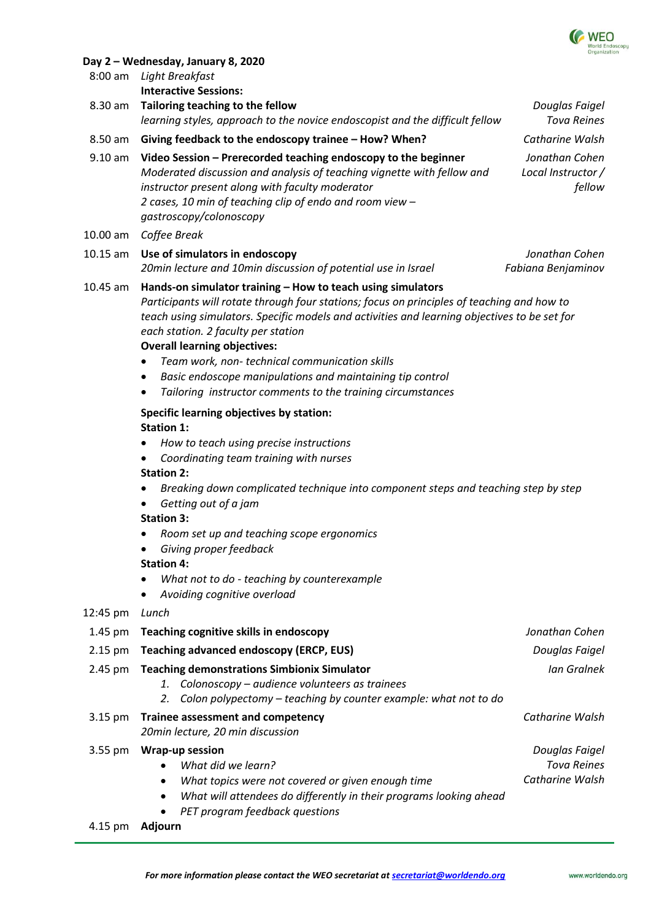**Day 2 – Wednesday, January 8, 2020**

8:00 am *Light Breakfast*

**Interactive Sessions:**

8.30 am **Tailoring teaching to the fellow** — *Douglas Faigel, Tova Reines*
*learning styles, approach to the novice endoscopist and the difficult fellow*

8.50 am **Giving feedback to the endoscopy trainee – How? When?** — *Catharine Walsh*

9.10 am **Video Session – Prerecorded teaching endoscopy to the beginner** — *Jonathan Cohen, Local Instructor / fellow*
*Moderated discussion and analysis of teaching vignette with fellow and instructor present along with faculty moderator*
*2 cases, 10 min of teaching clip of endo and room view – gastroscopy/colonoscopy*

10.00 am *Coffee Break*

10.15 am **Use of simulators in endoscopy** — *Jonathan Cohen, Fabiana Benjaminov*
*20min lecture and 10min discussion of potential use in Israel*

10.45 am **Hands-on simulator training – How to teach using simulators**
*Participants will rotate through four stations; focus on principles of teaching and how to teach using simulators. Specific models and activities and learning objectives to be set for each station. 2 faculty per station*

**Overall learning objectives:**

- *Team work, non- technical communication skills*
- *Basic endoscope manipulations and maintaining tip control*
- *Tailoring instructor comments to the training circumstances*

**Specific learning objectives by station:**

**Station 1:**

- *How to teach using precise instructions*
- *Coordinating team training with nurses*

**Station 2:**

- *Breaking down complicated technique into component steps and teaching step by step*
- *Getting out of a jam*

**Station 3:**

- *Room set up and teaching scope ergonomics*
- *Giving proper feedback*

**Station 4:**

- *What not to do - teaching by counterexample*
- *Avoiding cognitive overload*

12:45 pm *Lunch*

1.45 pm **Teaching cognitive skills in endoscopy** — *Jonathan Cohen*

2.15 pm **Teaching advanced endoscopy (ERCP, EUS)** — *Douglas Faigel*

2.45 pm **Teaching demonstrations Simbionix Simulator** — *Ian Gralnek*

1. *Colonoscopy – audience volunteers as trainees*
2. *Colon polypectomy – teaching by counter example: what not to do*

3.15 pm **Trainee assessment and competency** — *Catharine Walsh*
*20min lecture, 20 min discussion*

3.55 pm **Wrap-up session** — *Douglas Faigel, Tova Reines, Catharine Walsh*

- *What did we learn?*
- *What topics were not covered or given enough time*
- *What will attendees do differently in their programs looking ahead*
- *PET program feedback questions*

4.15 pm **Adjourn**

***For more information please contact the WEO secretariat at secretariat@worldendo.org***

www.worldendo.org